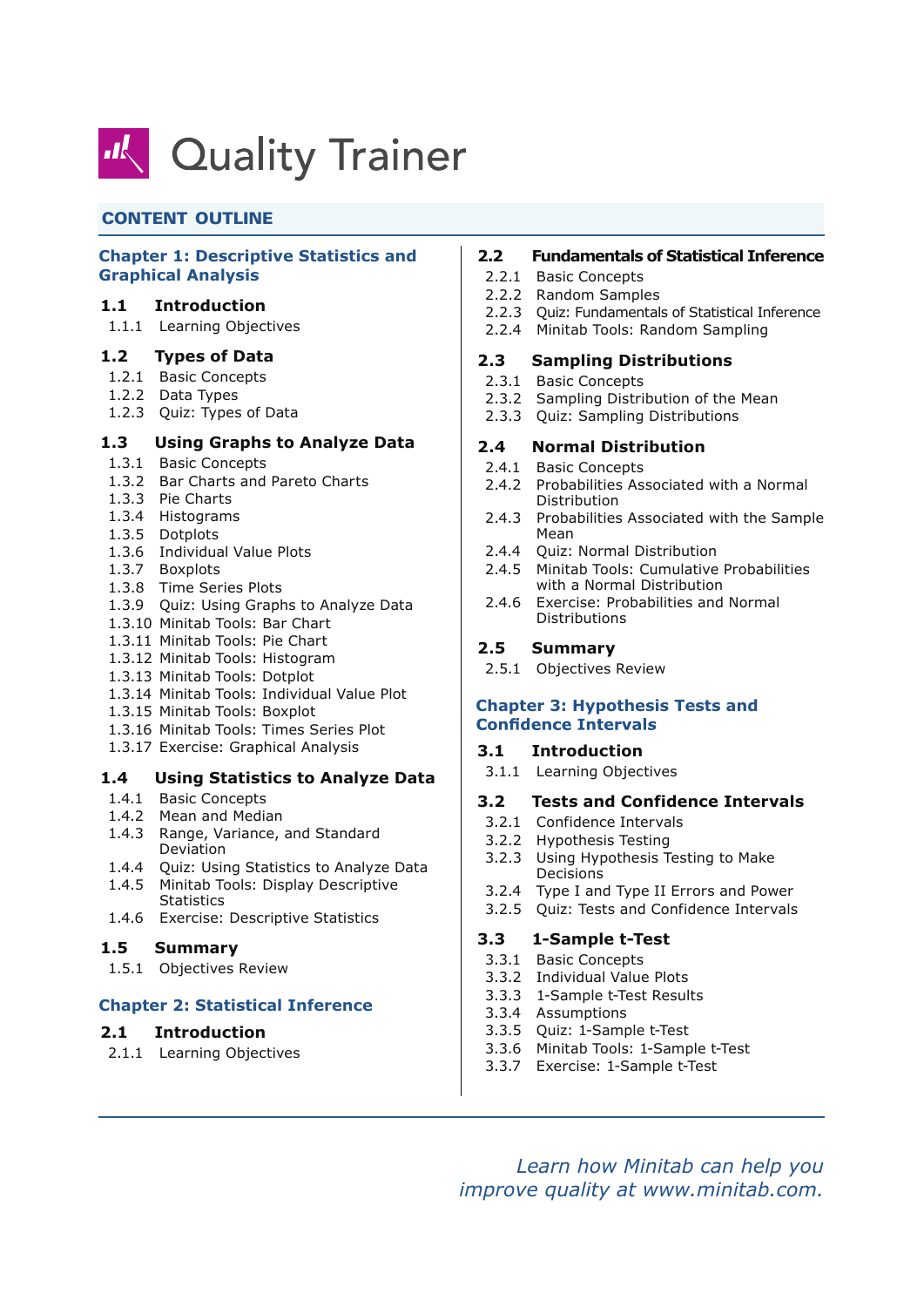# Quality Trainer

## CONTENT OUTLINE

### Chapter 1: Descriptive Statistics and Graphical Analysis

**1.1 Introduction**

- 1.1.1 Learning Objectives

**1.2 Types of Data**

- 1.2.1 Basic Concepts
- 1.2.2 Data Types
- 1.2.3 Quiz: Types of Data

**1.3 Using Graphs to Analyze Data**

- 1.3.1 Basic Concepts
- 1.3.2 Bar Charts and Pareto Charts
- 1.3.3 Pie Charts
- 1.3.4 Histograms
- 1.3.5 Dotplots
- 1.3.6 Individual Value Plots
- 1.3.7 Boxplots
- 1.3.8 Time Series Plots
- 1.3.9 Quiz: Using Graphs to Analyze Data
- 1.3.10 Minitab Tools: Bar Chart
- 1.3.11 Minitab Tools: Pie Chart
- 1.3.12 Minitab Tools: Histogram
- 1.3.13 Minitab Tools: Dotplot
- 1.3.14 Minitab Tools: Individual Value Plot
- 1.3.15 Minitab Tools: Boxplot
- 1.3.16 Minitab Tools: Times Series Plot
- 1.3.17 Exercise: Graphical Analysis

**1.4 Using Statistics to Analyze Data**

- 1.4.1 Basic Concepts
- 1.4.2 Mean and Median
- 1.4.3 Range, Variance, and Standard Deviation
- 1.4.4 Quiz: Using Statistics to Analyze Data
- 1.4.5 Minitab Tools: Display Descriptive Statistics
- 1.4.6 Exercise: Descriptive Statistics

**1.5 Summary**

- 1.5.1 Objectives Review

### Chapter 2: Statistical Inference

**2.1 Introduction**

- 2.1.1 Learning Objectives

**2.2 Fundamentals of Statistical Inference**

- 2.2.1 Basic Concepts
- 2.2.2 Random Samples
- 2.2.3 Quiz: Fundamentals of Statistical Inference
- 2.2.4 Minitab Tools: Random Sampling

**2.3 Sampling Distributions**

- 2.3.1 Basic Concepts
- 2.3.2 Sampling Distribution of the Mean
- 2.3.3 Quiz: Sampling Distributions

**2.4 Normal Distribution**

- 2.4.1 Basic Concepts
- 2.4.2 Probabilities Associated with a Normal Distribution
- 2.4.3 Probabilities Associated with the Sample Mean
- 2.4.4 Quiz: Normal Distribution
- 2.4.5 Minitab Tools: Cumulative Probabilities with a Normal Distribution
- 2.4.6 Exercise: Probabilities and Normal Distributions

**2.5 Summary**

- 2.5.1 Objectives Review

### Chapter 3: Hypothesis Tests and Confidence Intervals

**3.1 Introduction**

- 3.1.1 Learning Objectives

**3.2 Tests and Confidence Intervals**

- 3.2.1 Confidence Intervals
- 3.2.2 Hypothesis Testing
- 3.2.3 Using Hypothesis Testing to Make Decisions
- 3.2.4 Type I and Type II Errors and Power
- 3.2.5 Quiz: Tests and Confidence Intervals

**3.3 1-Sample t-Test**

- 3.3.1 Basic Concepts
- 3.3.2 Individual Value Plots
- 3.3.3 1-Sample t-Test Results
- 3.3.4 Assumptions
- 3.3.5 Quiz: 1-Sample t-Test
- 3.3.6 Minitab Tools: 1-Sample t-Test
- 3.3.7 Exercise: 1-Sample t-Test

*Learn how Minitab can help you improve quality at www.minitab.com.*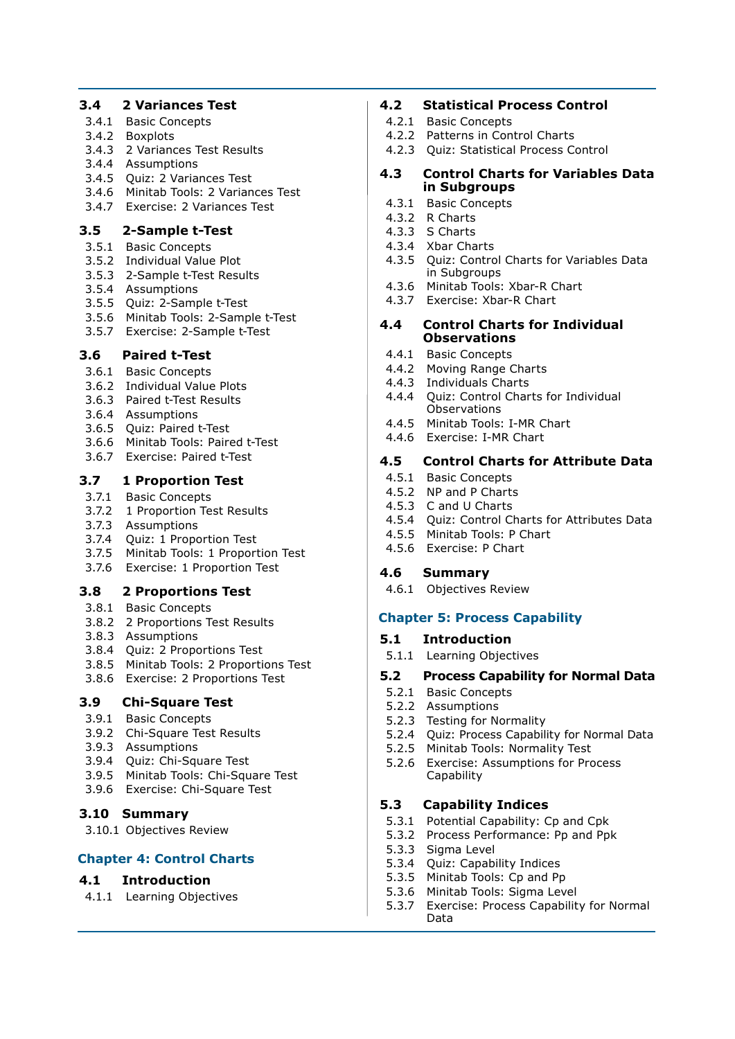### 3.4 2 Variances Test

- 3.4.1 Basic Concepts
- 3.4.2 Boxplots
- 3.4.3 2 Variances Test Results
- 3.4.4 Assumptions
- 3.4.5 Quiz: 2 Variances Test
- 3.4.6 Minitab Tools: 2 Variances Test
- 3.4.7 Exercise: 2 Variances Test

### 3.5 2-Sample t-Test

- 3.5.1 Basic Concepts
- 3.5.2 Individual Value Plot
- 3.5.3 2-Sample t-Test Results
- 3.5.4 Assumptions
- 3.5.5 Quiz: 2-Sample t-Test
- 3.5.6 Minitab Tools: 2-Sample t-Test
- 3.5.7 Exercise: 2-Sample t-Test

### 3.6 Paired t-Test

- 3.6.1 Basic Concepts
- 3.6.2 Individual Value Plots
- 3.6.3 Paired t-Test Results
- 3.6.4 Assumptions
- 3.6.5 Quiz: Paired t-Test
- 3.6.6 Minitab Tools: Paired t-Test
- 3.6.7 Exercise: Paired t-Test

### 3.7 1 Proportion Test

- 3.7.1 Basic Concepts
- 3.7.2 1 Proportion Test Results
- 3.7.3 Assumptions
- 3.7.4 Quiz: 1 Proportion Test
- 3.7.5 Minitab Tools: 1 Proportion Test
- 3.7.6 Exercise: 1 Proportion Test

### 3.8 2 Proportions Test

- 3.8.1 Basic Concepts
- 3.8.2 2 Proportions Test Results
- 3.8.3 Assumptions
- 3.8.4 Quiz: 2 Proportions Test
- 3.8.5 Minitab Tools: 2 Proportions Test
- 3.8.6 Exercise: 2 Proportions Test

### 3.9 Chi-Square Test

- 3.9.1 Basic Concepts
- 3.9.2 Chi-Square Test Results
- 3.9.3 Assumptions
- 3.9.4 Quiz: Chi-Square Test
- 3.9.5 Minitab Tools: Chi-Square Test
- 3.9.6 Exercise: Chi-Square Test

### 3.10 Summary

- 3.10.1 Objectives Review

## Chapter 4: Control Charts

### 4.1 Introduction

- 4.1.1 Learning Objectives

### 4.2 Statistical Process Control

- 4.2.1 Basic Concepts
- 4.2.2 Patterns in Control Charts
- 4.2.3 Quiz: Statistical Process Control

### 4.3 Control Charts for Variables Data in Subgroups

- 4.3.1 Basic Concepts
- 4.3.2 R Charts
- 4.3.3 S Charts
- 4.3.4 Xbar Charts
- 4.3.5 Quiz: Control Charts for Variables Data in Subgroups
- 4.3.6 Minitab Tools: Xbar-R Chart
- 4.3.7 Exercise: Xbar-R Chart

### 4.4 Control Charts for Individual Observations

- 4.4.1 Basic Concepts
- 4.4.2 Moving Range Charts
- 4.4.3 Individuals Charts
- 4.4.4 Quiz: Control Charts for Individual Observations
- 4.4.5 Minitab Tools: I-MR Chart
- 4.4.6 Exercise: I-MR Chart

### 4.5 Control Charts for Attribute Data

- 4.5.1 Basic Concepts
- 4.5.2 NP and P Charts
- 4.5.3 C and U Charts
- 4.5.4 Quiz: Control Charts for Attributes Data
- 4.5.5 Minitab Tools: P Chart
- 4.5.6 Exercise: P Chart

### 4.6 Summary

- 4.6.1 Objectives Review

## Chapter 5: Process Capability

### 5.1 Introduction

- 5.1.1 Learning Objectives

### 5.2 Process Capability for Normal Data

- 5.2.1 Basic Concepts
- 5.2.2 Assumptions
- 5.2.3 Testing for Normality
- 5.2.4 Quiz: Process Capability for Normal Data
- 5.2.5 Minitab Tools: Normality Test
- 5.2.6 Exercise: Assumptions for Process Capability

### 5.3 Capability Indices

- 5.3.1 Potential Capability: Cp and Cpk
- 5.3.2 Process Performance: Pp and Ppk
- 5.3.3 Sigma Level
- 5.3.4 Quiz: Capability Indices
- 5.3.5 Minitab Tools: Cp and Pp
- 5.3.6 Minitab Tools: Sigma Level
- 5.3.7 Exercise: Process Capability for Normal Data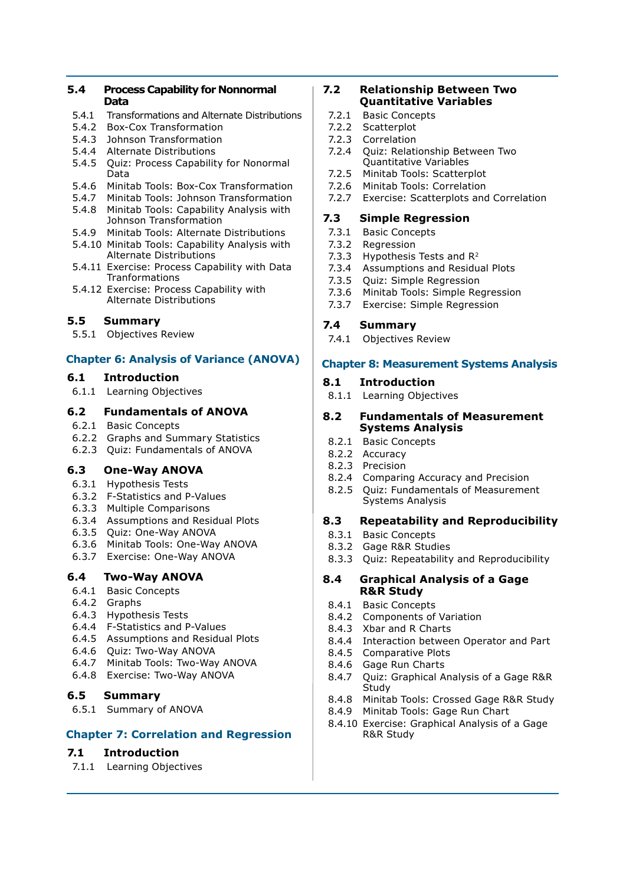### 5.4 Process Capability for Nonnormal Data

- 5.4.1 Transformations and Alternate Distributions
- 5.4.2 Box-Cox Transformation
- 5.4.3 Johnson Transformation
- 5.4.4 Alternate Distributions
- 5.4.5 Quiz: Process Capability for Nonnormal Data
- 5.4.6 Minitab Tools: Box-Cox Transformation
- 5.4.7 Minitab Tools: Johnson Transformation
- 5.4.8 Minitab Tools: Capability Analysis with Johnson Transformation
- 5.4.9 Minitab Tools: Alternate Distributions
- 5.4.10 Minitab Tools: Capability Analysis with Alternate Distributions
- 5.4.11 Exercise: Process Capability with Data Tranformations
- 5.4.12 Exercise: Process Capability with Alternate Distributions

### 5.5 Summary

- 5.5.1 Objectives Review

## Chapter 6: Analysis of Variance (ANOVA)

### 6.1 Introduction

- 6.1.1 Learning Objectives

### 6.2 Fundamentals of ANOVA

- 6.2.1 Basic Concepts
- 6.2.2 Graphs and Summary Statistics
- 6.2.3 Quiz: Fundamentals of ANOVA

### 6.3 One-Way ANOVA

- 6.3.1 Hypothesis Tests
- 6.3.2 F-Statistics and P-Values
- 6.3.3 Multiple Comparisons
- 6.3.4 Assumptions and Residual Plots
- 6.3.5 Quiz: One-Way ANOVA
- 6.3.6 Minitab Tools: One-Way ANOVA
- 6.3.7 Exercise: One-Way ANOVA

### 6.4 Two-Way ANOVA

- 6.4.1 Basic Concepts
- 6.4.2 Graphs
- 6.4.3 Hypothesis Tests
- 6.4.4 F-Statistics and P-Values
- 6.4.5 Assumptions and Residual Plots
- 6.4.6 Quiz: Two-Way ANOVA
- 6.4.7 Minitab Tools: Two-Way ANOVA
- 6.4.8 Exercise: Two-Way ANOVA

### 6.5 Summary

- 6.5.1 Summary of ANOVA

## Chapter 7: Correlation and Regression

### 7.1 Introduction

- 7.1.1 Learning Objectives

### 7.2 Relationship Between Two Quantitative Variables

- 7.2.1 Basic Concepts
- 7.2.2 Scatterplot
- 7.2.3 Correlation
- 7.2.4 Quiz: Relationship Between Two Quantitative Variables
- 7.2.5 Minitab Tools: Scatterplot
- 7.2.6 Minitab Tools: Correlation
- 7.2.7 Exercise: Scatterplots and Correlation

### 7.3 Simple Regression

- 7.3.1 Basic Concepts
- 7.3.2 Regression
- 7.3.3 Hypothesis Tests and $R^2$
- 7.3.4 Assumptions and Residual Plots
- 7.3.5 Quiz: Simple Regression
- 7.3.6 Minitab Tools: Simple Regression
- 7.3.7 Exercise: Simple Regression

### 7.4 Summary

- 7.4.1 Objectives Review

## Chapter 8: Measurement Systems Analysis

### 8.1 Introduction

- 8.1.1 Learning Objectives

### 8.2 Fundamentals of Measurement Systems Analysis

- 8.2.1 Basic Concepts
- 8.2.2 Accuracy
- 8.2.3 Precision
- 8.2.4 Comparing Accuracy and Precision
- 8.2.5 Quiz: Fundamentals of Measurement Systems Analysis

### 8.3 Repeatability and Reproducibility

- 8.3.1 Basic Concepts
- 8.3.2 Gage R&R Studies
- 8.3.3 Quiz: Repeatability and Reproducibility

### 8.4 Graphical Analysis of a Gage R&R Study

- 8.4.1 Basic Concepts
- 8.4.2 Components of Variation
- 8.4.3 Xbar and R Charts
- 8.4.4 Interaction between Operator and Part
- 8.4.5 Comparative Plots
- 8.4.6 Gage Run Charts
- 8.4.7 Quiz: Graphical Analysis of a Gage R&R Study
- 8.4.8 Minitab Tools: Crossed Gage R&R Study
- 8.4.9 Minitab Tools: Gage Run Chart
- 8.4.10 Exercise: Graphical Analysis of a Gage R&R Study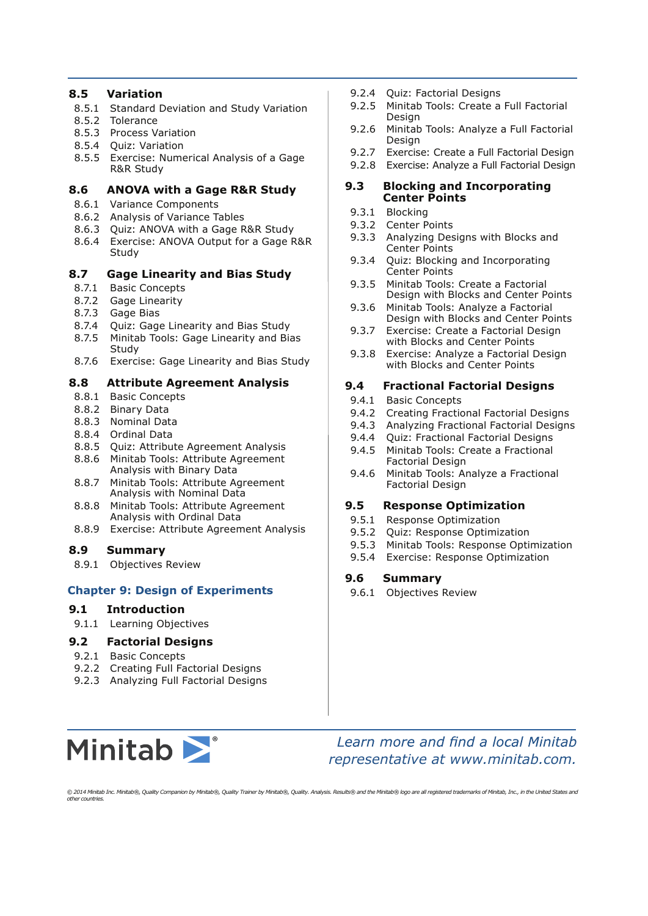### 8.5 Variation

- 8.5.1 Standard Deviation and Study Variation
- 8.5.2 Tolerance
- 8.5.3 Process Variation
- 8.5.4 Quiz: Variation
- 8.5.5 Exercise: Numerical Analysis of a Gage R&R Study

### 8.6 ANOVA with a Gage R&R Study

- 8.6.1 Variance Components
- 8.6.2 Analysis of Variance Tables
- 8.6.3 Quiz: ANOVA with a Gage R&R Study
- 8.6.4 Exercise: ANOVA Output for a Gage R&R Study

### 8.7 Gage Linearity and Bias Study

- 8.7.1 Basic Concepts
- 8.7.2 Gage Linearity
- 8.7.3 Gage Bias
- 8.7.4 Quiz: Gage Linearity and Bias Study
- 8.7.5 Minitab Tools: Gage Linearity and Bias Study
- 8.7.6 Exercise: Gage Linearity and Bias Study

### 8.8 Attribute Agreement Analysis

- 8.8.1 Basic Concepts
- 8.8.2 Binary Data
- 8.8.3 Nominal Data
- 8.8.4 Ordinal Data
- 8.8.5 Quiz: Attribute Agreement Analysis
- 8.8.6 Minitab Tools: Attribute Agreement Analysis with Binary Data
- 8.8.7 Minitab Tools: Attribute Agreement Analysis with Nominal Data
- 8.8.8 Minitab Tools: Attribute Agreement Analysis with Ordinal Data
- 8.8.9 Exercise: Attribute Agreement Analysis

### 8.9 Summary

- 8.9.1 Objectives Review

## Chapter 9: Design of Experiments

### 9.1 Introduction

- 9.1.1 Learning Objectives

### 9.2 Factorial Designs

- 9.2.1 Basic Concepts
- 9.2.2 Creating Full Factorial Designs
- 9.2.3 Analyzing Full Factorial Designs
- 9.2.4 Quiz: Factorial Designs
- 9.2.5 Minitab Tools: Create a Full Factorial Design
- 9.2.6 Minitab Tools: Analyze a Full Factorial Design
- 9.2.7 Exercise: Create a Full Factorial Design
- 9.2.8 Exercise: Analyze a Full Factorial Design

### 9.3 Blocking and Incorporating Center Points

- 9.3.1 Blocking
- 9.3.2 Center Points
- 9.3.3 Analyzing Designs with Blocks and Center Points
- 9.3.4 Quiz: Blocking and Incorporating Center Points
- 9.3.5 Minitab Tools: Create a Factorial Design with Blocks and Center Points
- 9.3.6 Minitab Tools: Analyze a Factorial Design with Blocks and Center Points
- 9.3.7 Exercise: Create a Factorial Design with Blocks and Center Points
- 9.3.8 Exercise: Analyze a Factorial Design with Blocks and Center Points

### 9.4 Fractional Factorial Designs

- 9.4.1 Basic Concepts
- 9.4.2 Creating Fractional Factorial Designs
- 9.4.3 Analyzing Fractional Factorial Designs
- 9.4.4 Quiz: Fractional Factorial Designs
- 9.4.5 Minitab Tools: Create a Fractional Factorial Design
- 9.4.6 Minitab Tools: Analyze a Fractional Factorial Design

### 9.5 Response Optimization

- 9.5.1 Response Optimization
- 9.5.2 Quiz: Response Optimization
- 9.5.3 Minitab Tools: Response Optimization
- 9.5.4 Exercise: Response Optimization

### 9.6 Summary

- 9.6.1 Objectives Review

Minitab®

*Learn more and find a local Minitab representative at www.minitab.com.*

*© 2014 Minitab Inc. Minitab®, Quality Companion by Minitab®, Quality Trainer by Minitab®, Quality. Analysis. Results® and the Minitab® logo are all registered trademarks of Minitab, Inc., in the United States and other countries.*